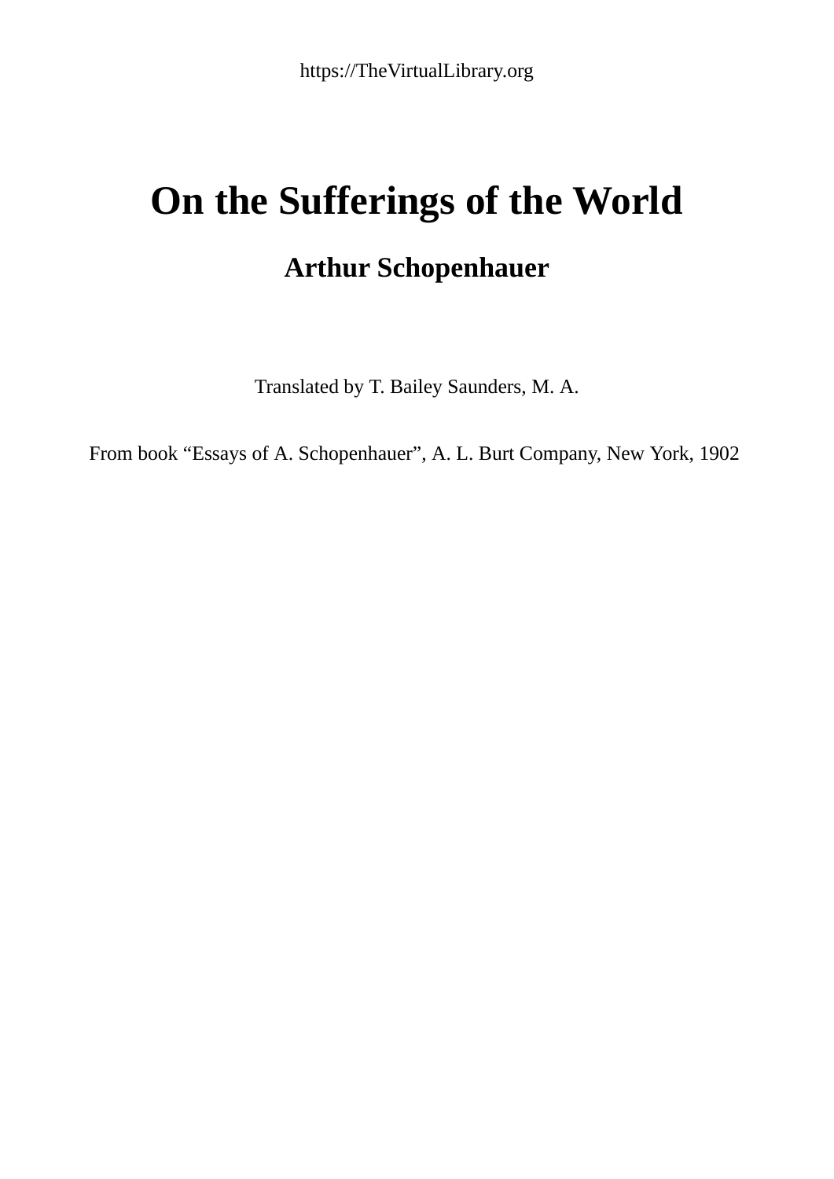https://TheVirtualLibrary.org

# On the Sufferings of the World

## Arthur Schopenhauer

Translated by T. Bailey Saunders, M. A.

From book “Essays of A. Schopenhauer”, A. L. Burt Company, New York, 1902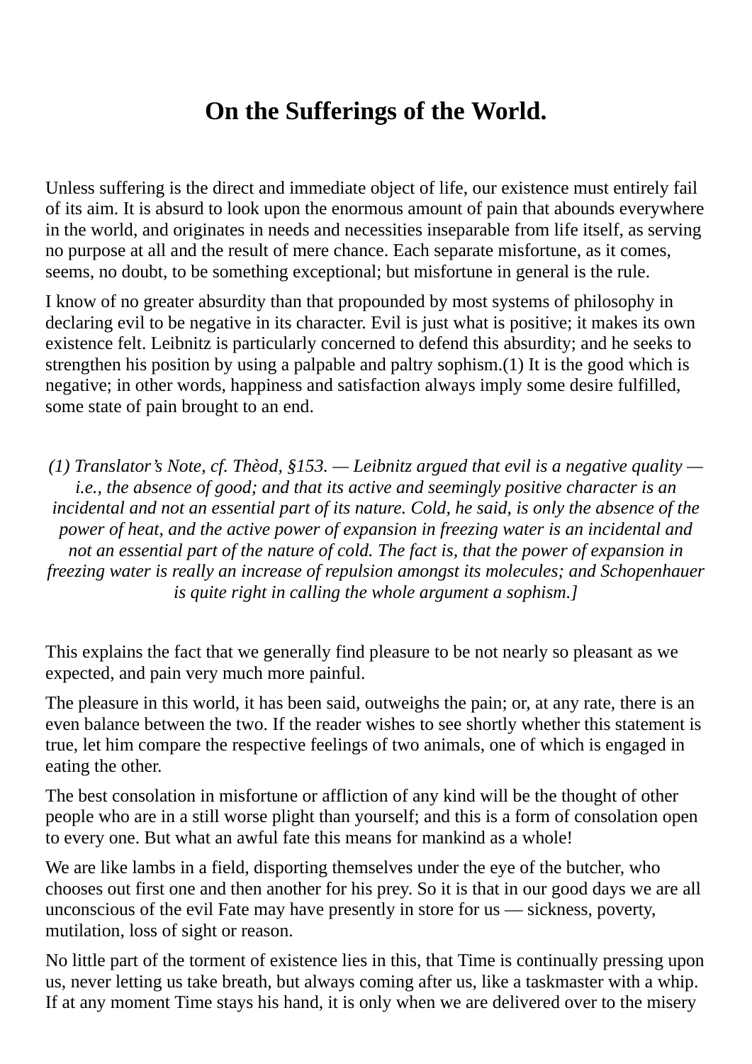# On the Sufferings of the World.

Unless suffering is the direct and immediate object of life, our existence must entirely fail of its aim. It is absurd to look upon the enormous amount of pain that abounds everywhere in the world, and originates in needs and necessities inseparable from life itself, as serving no purpose at all and the result of mere chance. Each separate misfortune, as it comes, seems, no doubt, to be something exceptional; but misfortune in general is the rule.

I know of no greater absurdity than that propounded by most systems of philosophy in declaring evil to be negative in its character. Evil is just what is positive; it makes its own existence felt. Leibnitz is particularly concerned to defend this absurdity; and he seeks to strengthen his position by using a palpable and paltry sophism.(1) It is the good which is negative; in other words, happiness and satisfaction always imply some desire fulfilled, some state of pain brought to an end.

*(1) Translator's Note, cf. Thèod, §153. — Leibnitz argued that evil is a negative quality — i.e., the absence of good; and that its active and seemingly positive character is an incidental and not an essential part of its nature. Cold, he said, is only the absence of the power of heat, and the active power of expansion in freezing water is an incidental and not an essential part of the nature of cold. The fact is, that the power of expansion in freezing water is really an increase of repulsion amongst its molecules; and Schopenhauer is quite right in calling the whole argument a sophism.]*

This explains the fact that we generally find pleasure to be not nearly so pleasant as we expected, and pain very much more painful.

The pleasure in this world, it has been said, outweighs the pain; or, at any rate, there is an even balance between the two. If the reader wishes to see shortly whether this statement is true, let him compare the respective feelings of two animals, one of which is engaged in eating the other.

The best consolation in misfortune or affliction of any kind will be the thought of other people who are in a still worse plight than yourself; and this is a form of consolation open to every one. But what an awful fate this means for mankind as a whole!

We are like lambs in a field, disporting themselves under the eye of the butcher, who chooses out first one and then another for his prey. So it is that in our good days we are all unconscious of the evil Fate may have presently in store for us — sickness, poverty, mutilation, loss of sight or reason.

No little part of the torment of existence lies in this, that Time is continually pressing upon us, never letting us take breath, but always coming after us, like a taskmaster with a whip. If at any moment Time stays his hand, it is only when we are delivered over to the misery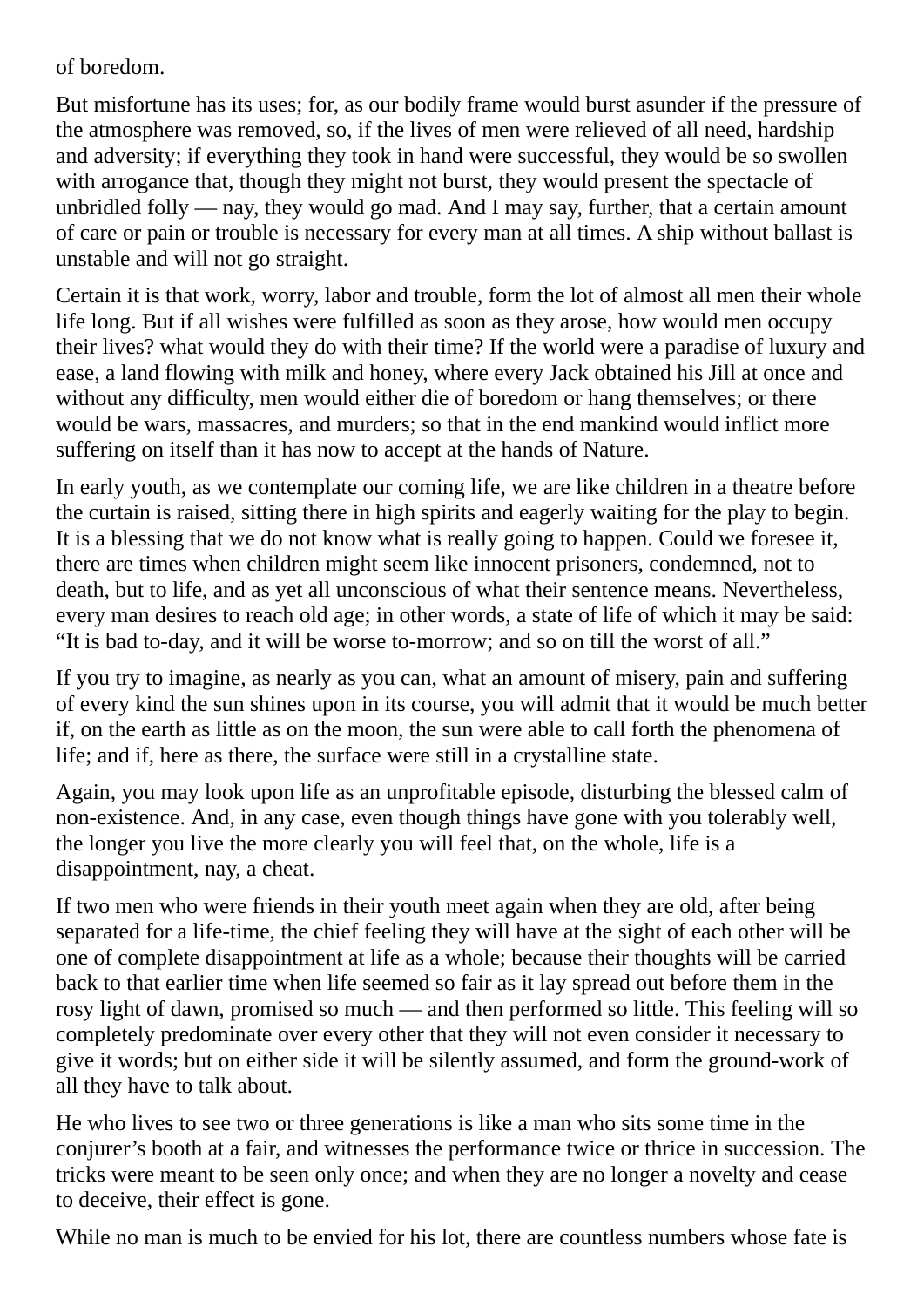of boredom.

But misfortune has its uses; for, as our bodily frame would burst asunder if the pressure of the atmosphere was removed, so, if the lives of men were relieved of all need, hardship and adversity; if everything they took in hand were successful, they would be so swollen with arrogance that, though they might not burst, they would present the spectacle of unbridled folly — nay, they would go mad. And I may say, further, that a certain amount of care or pain or trouble is necessary for every man at all times. A ship without ballast is unstable and will not go straight.

Certain it is that work, worry, labor and trouble, form the lot of almost all men their whole life long. But if all wishes were fulfilled as soon as they arose, how would men occupy their lives? what would they do with their time? If the world were a paradise of luxury and ease, a land flowing with milk and honey, where every Jack obtained his Jill at once and without any difficulty, men would either die of boredom or hang themselves; or there would be wars, massacres, and murders; so that in the end mankind would inflict more suffering on itself than it has now to accept at the hands of Nature.

In early youth, as we contemplate our coming life, we are like children in a theatre before the curtain is raised, sitting there in high spirits and eagerly waiting for the play to begin. It is a blessing that we do not know what is really going to happen. Could we foresee it, there are times when children might seem like innocent prisoners, condemned, not to death, but to life, and as yet all unconscious of what their sentence means. Nevertheless, every man desires to reach old age; in other words, a state of life of which it may be said: “It is bad to-day, and it will be worse to-morrow; and so on till the worst of all.”

If you try to imagine, as nearly as you can, what an amount of misery, pain and suffering of every kind the sun shines upon in its course, you will admit that it would be much better if, on the earth as little as on the moon, the sun were able to call forth the phenomena of life; and if, here as there, the surface were still in a crystalline state.

Again, you may look upon life as an unprofitable episode, disturbing the blessed calm of non-existence. And, in any case, even though things have gone with you tolerably well, the longer you live the more clearly you will feel that, on the whole, life is a disappointment, nay, a cheat.

If two men who were friends in their youth meet again when they are old, after being separated for a life-time, the chief feeling they will have at the sight of each other will be one of complete disappointment at life as a whole; because their thoughts will be carried back to that earlier time when life seemed so fair as it lay spread out before them in the rosy light of dawn, promised so much — and then performed so little. This feeling will so completely predominate over every other that they will not even consider it necessary to give it words; but on either side it will be silently assumed, and form the ground-work of all they have to talk about.

He who lives to see two or three generations is like a man who sits some time in the conjurer’s booth at a fair, and witnesses the performance twice or thrice in succession. The tricks were meant to be seen only once; and when they are no longer a novelty and cease to deceive, their effect is gone.

While no man is much to be envied for his lot, there are countless numbers whose fate is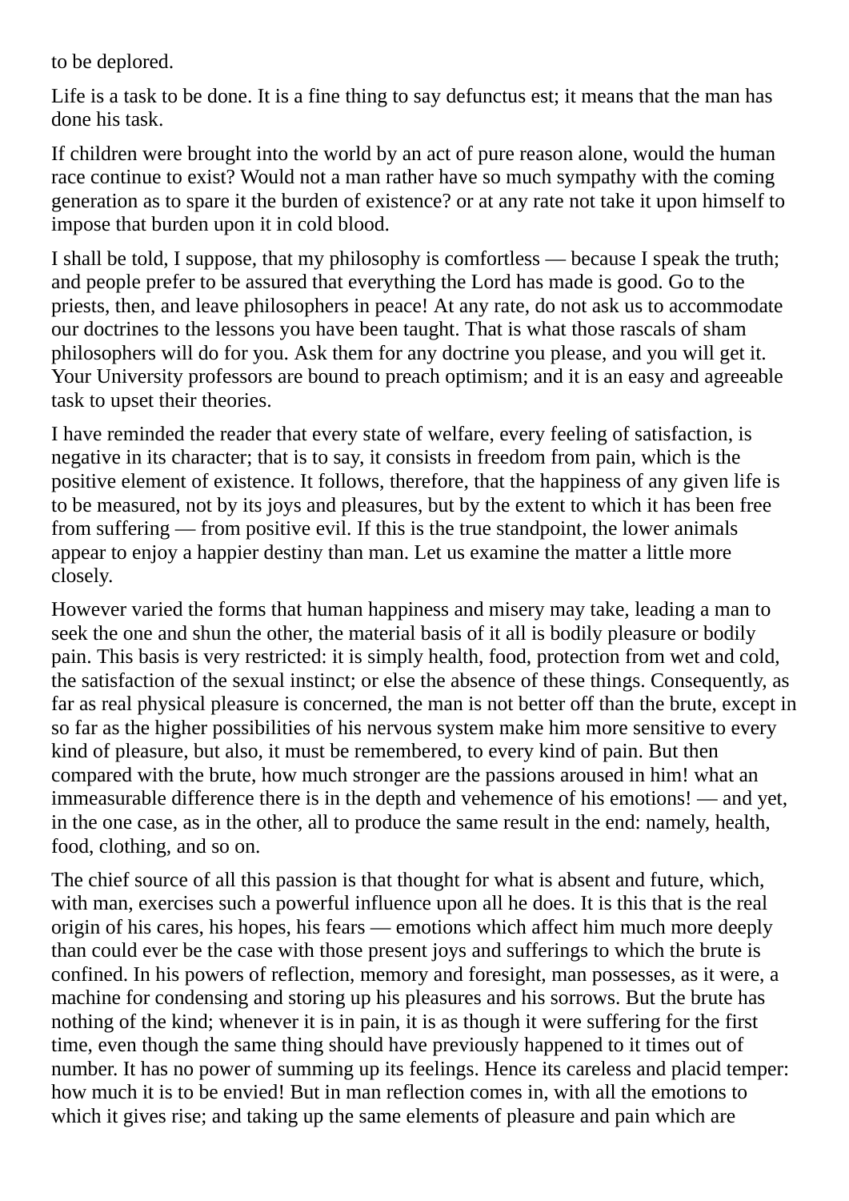to be deplored.

Life is a task to be done. It is a fine thing to say defunctus est; it means that the man has done his task.

If children were brought into the world by an act of pure reason alone, would the human race continue to exist? Would not a man rather have so much sympathy with the coming generation as to spare it the burden of existence? or at any rate not take it upon himself to impose that burden upon it in cold blood.

I shall be told, I suppose, that my philosophy is comfortless — because I speak the truth; and people prefer to be assured that everything the Lord has made is good. Go to the priests, then, and leave philosophers in peace! At any rate, do not ask us to accommodate our doctrines to the lessons you have been taught. That is what those rascals of sham philosophers will do for you. Ask them for any doctrine you please, and you will get it. Your University professors are bound to preach optimism; and it is an easy and agreeable task to upset their theories.

I have reminded the reader that every state of welfare, every feeling of satisfaction, is negative in its character; that is to say, it consists in freedom from pain, which is the positive element of existence. It follows, therefore, that the happiness of any given life is to be measured, not by its joys and pleasures, but by the extent to which it has been free from suffering — from positive evil. If this is the true standpoint, the lower animals appear to enjoy a happier destiny than man. Let us examine the matter a little more closely.

However varied the forms that human happiness and misery may take, leading a man to seek the one and shun the other, the material basis of it all is bodily pleasure or bodily pain. This basis is very restricted: it is simply health, food, protection from wet and cold, the satisfaction of the sexual instinct; or else the absence of these things. Consequently, as far as real physical pleasure is concerned, the man is not better off than the brute, except in so far as the higher possibilities of his nervous system make him more sensitive to every kind of pleasure, but also, it must be remembered, to every kind of pain. But then compared with the brute, how much stronger are the passions aroused in him! what an immeasurable difference there is in the depth and vehemence of his emotions! — and yet, in the one case, as in the other, all to produce the same result in the end: namely, health, food, clothing, and so on.

The chief source of all this passion is that thought for what is absent and future, which, with man, exercises such a powerful influence upon all he does. It is this that is the real origin of his cares, his hopes, his fears — emotions which affect him much more deeply than could ever be the case with those present joys and sufferings to which the brute is confined. In his powers of reflection, memory and foresight, man possesses, as it were, a machine for condensing and storing up his pleasures and his sorrows. But the brute has nothing of the kind; whenever it is in pain, it is as though it were suffering for the first time, even though the same thing should have previously happened to it times out of number. It has no power of summing up its feelings. Hence its careless and placid temper: how much it is to be envied! But in man reflection comes in, with all the emotions to which it gives rise; and taking up the same elements of pleasure and pain which are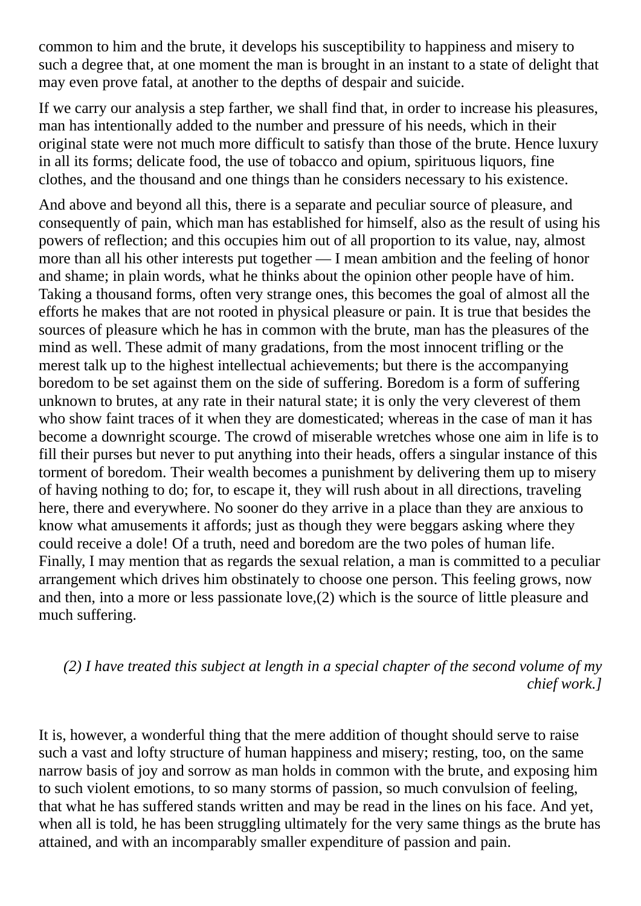common to him and the brute, it develops his susceptibility to happiness and misery to such a degree that, at one moment the man is brought in an instant to a state of delight that may even prove fatal, at another to the depths of despair and suicide.

If we carry our analysis a step farther, we shall find that, in order to increase his pleasures, man has intentionally added to the number and pressure of his needs, which in their original state were not much more difficult to satisfy than those of the brute. Hence luxury in all its forms; delicate food, the use of tobacco and opium, spirituous liquors, fine clothes, and the thousand and one things than he considers necessary to his existence.

And above and beyond all this, there is a separate and peculiar source of pleasure, and consequently of pain, which man has established for himself, also as the result of using his powers of reflection; and this occupies him out of all proportion to its value, nay, almost more than all his other interests put together — I mean ambition and the feeling of honor and shame; in plain words, what he thinks about the opinion other people have of him. Taking a thousand forms, often very strange ones, this becomes the goal of almost all the efforts he makes that are not rooted in physical pleasure or pain. It is true that besides the sources of pleasure which he has in common with the brute, man has the pleasures of the mind as well. These admit of many gradations, from the most innocent trifling or the merest talk up to the highest intellectual achievements; but there is the accompanying boredom to be set against them on the side of suffering. Boredom is a form of suffering unknown to brutes, at any rate in their natural state; it is only the very cleverest of them who show faint traces of it when they are domesticated; whereas in the case of man it has become a downright scourge. The crowd of miserable wretches whose one aim in life is to fill their purses but never to put anything into their heads, offers a singular instance of this torment of boredom. Their wealth becomes a punishment by delivering them up to misery of having nothing to do; for, to escape it, they will rush about in all directions, traveling here, there and everywhere. No sooner do they arrive in a place than they are anxious to know what amusements it affords; just as though they were beggars asking where they could receive a dole! Of a truth, need and boredom are the two poles of human life. Finally, I may mention that as regards the sexual relation, a man is committed to a peculiar arrangement which drives him obstinately to choose one person. This feeling grows, now and then, into a more or less passionate love,(2) which is the source of little pleasure and much suffering.

*(2) I have treated this subject at length in a special chapter of the second volume of my chief work.]*

It is, however, a wonderful thing that the mere addition of thought should serve to raise such a vast and lofty structure of human happiness and misery; resting, too, on the same narrow basis of joy and sorrow as man holds in common with the brute, and exposing him to such violent emotions, to so many storms of passion, so much convulsion of feeling, that what he has suffered stands written and may be read in the lines on his face. And yet, when all is told, he has been struggling ultimately for the very same things as the brute has attained, and with an incomparably smaller expenditure of passion and pain.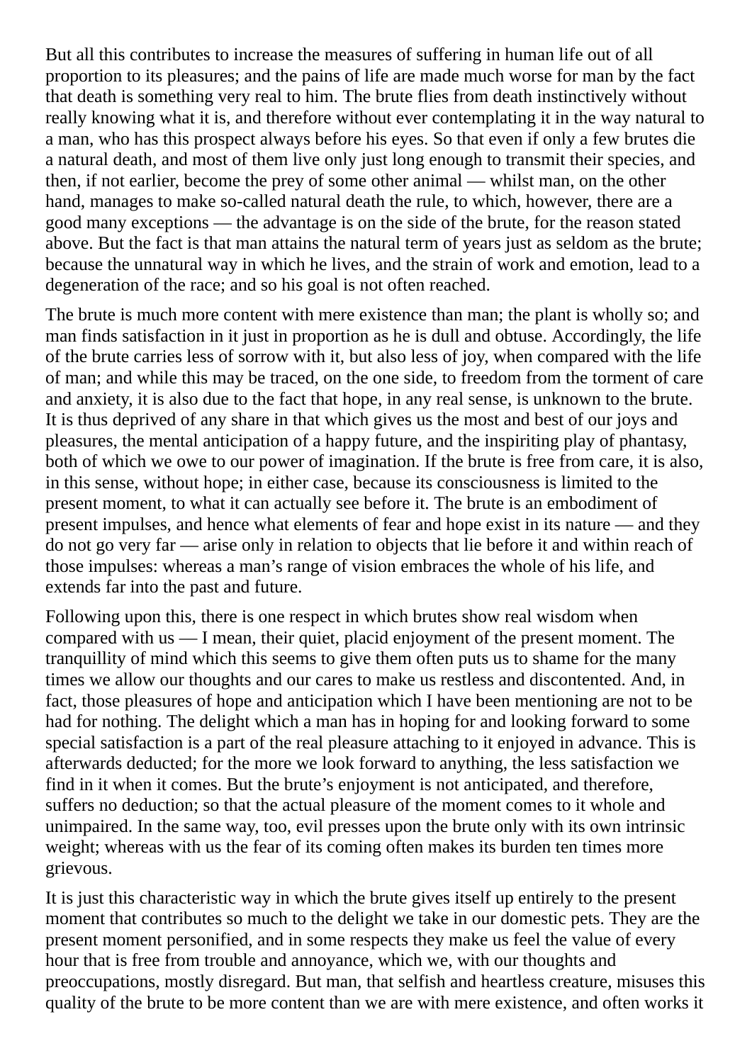But all this contributes to increase the measures of suffering in human life out of all proportion to its pleasures; and the pains of life are made much worse for man by the fact that death is something very real to him. The brute flies from death instinctively without really knowing what it is, and therefore without ever contemplating it in the way natural to a man, who has this prospect always before his eyes. So that even if only a few brutes die a natural death, and most of them live only just long enough to transmit their species, and then, if not earlier, become the prey of some other animal — whilst man, on the other hand, manages to make so-called natural death the rule, to which, however, there are a good many exceptions — the advantage is on the side of the brute, for the reason stated above. But the fact is that man attains the natural term of years just as seldom as the brute; because the unnatural way in which he lives, and the strain of work and emotion, lead to a degeneration of the race; and so his goal is not often reached.

The brute is much more content with mere existence than man; the plant is wholly so; and man finds satisfaction in it just in proportion as he is dull and obtuse. Accordingly, the life of the brute carries less of sorrow with it, but also less of joy, when compared with the life of man; and while this may be traced, on the one side, to freedom from the torment of care and anxiety, it is also due to the fact that hope, in any real sense, is unknown to the brute. It is thus deprived of any share in that which gives us the most and best of our joys and pleasures, the mental anticipation of a happy future, and the inspiriting play of phantasy, both of which we owe to our power of imagination. If the brute is free from care, it is also, in this sense, without hope; in either case, because its consciousness is limited to the present moment, to what it can actually see before it. The brute is an embodiment of present impulses, and hence what elements of fear and hope exist in its nature — and they do not go very far — arise only in relation to objects that lie before it and within reach of those impulses: whereas a man's range of vision embraces the whole of his life, and extends far into the past and future.

Following upon this, there is one respect in which brutes show real wisdom when compared with us — I mean, their quiet, placid enjoyment of the present moment. The tranquillity of mind which this seems to give them often puts us to shame for the many times we allow our thoughts and our cares to make us restless and discontented. And, in fact, those pleasures of hope and anticipation which I have been mentioning are not to be had for nothing. The delight which a man has in hoping for and looking forward to some special satisfaction is a part of the real pleasure attaching to it enjoyed in advance. This is afterwards deducted; for the more we look forward to anything, the less satisfaction we find in it when it comes. But the brute's enjoyment is not anticipated, and therefore, suffers no deduction; so that the actual pleasure of the moment comes to it whole and unimpaired. In the same way, too, evil presses upon the brute only with its own intrinsic weight; whereas with us the fear of its coming often makes its burden ten times more grievous.

It is just this characteristic way in which the brute gives itself up entirely to the present moment that contributes so much to the delight we take in our domestic pets. They are the present moment personified, and in some respects they make us feel the value of every hour that is free from trouble and annoyance, which we, with our thoughts and preoccupations, mostly disregard. But man, that selfish and heartless creature, misuses this quality of the brute to be more content than we are with mere existence, and often works it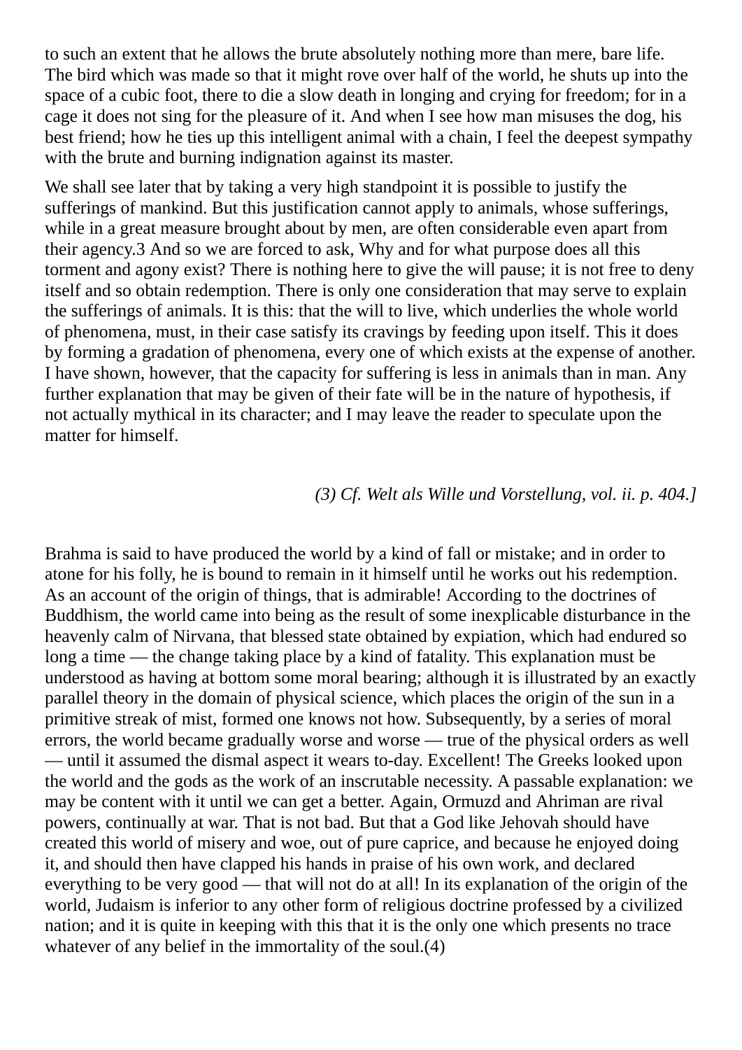to such an extent that he allows the brute absolutely nothing more than mere, bare life. The bird which was made so that it might rove over half of the world, he shuts up into the space of a cubic foot, there to die a slow death in longing and crying for freedom; for in a cage it does not sing for the pleasure of it. And when I see how man misuses the dog, his best friend; how he ties up this intelligent animal with a chain, I feel the deepest sympathy with the brute and burning indignation against its master.

We shall see later that by taking a very high standpoint it is possible to justify the sufferings of mankind. But this justification cannot apply to animals, whose sufferings, while in a great measure brought about by men, are often considerable even apart from their agency.3 And so we are forced to ask, Why and for what purpose does all this torment and agony exist? There is nothing here to give the will pause; it is not free to deny itself and so obtain redemption. There is only one consideration that may serve to explain the sufferings of animals. It is this: that the will to live, which underlies the whole world of phenomena, must, in their case satisfy its cravings by feeding upon itself. This it does by forming a gradation of phenomena, every one of which exists at the expense of another. I have shown, however, that the capacity for suffering is less in animals than in man. Any further explanation that may be given of their fate will be in the nature of hypothesis, if not actually mythical in its character; and I may leave the reader to speculate upon the matter for himself.

*(3) Cf. Welt als Wille und Vorstellung, vol. ii. p. 404.]*

Brahma is said to have produced the world by a kind of fall or mistake; and in order to atone for his folly, he is bound to remain in it himself until he works out his redemption. As an account of the origin of things, that is admirable! According to the doctrines of Buddhism, the world came into being as the result of some inexplicable disturbance in the heavenly calm of Nirvana, that blessed state obtained by expiation, which had endured so long a time — the change taking place by a kind of fatality. This explanation must be understood as having at bottom some moral bearing; although it is illustrated by an exactly parallel theory in the domain of physical science, which places the origin of the sun in a primitive streak of mist, formed one knows not how. Subsequently, by a series of moral errors, the world became gradually worse and worse — true of the physical orders as well — until it assumed the dismal aspect it wears to-day. Excellent! The Greeks looked upon the world and the gods as the work of an inscrutable necessity. A passable explanation: we may be content with it until we can get a better. Again, Ormuzd and Ahriman are rival powers, continually at war. That is not bad. But that a God like Jehovah should have created this world of misery and woe, out of pure caprice, and because he enjoyed doing it, and should then have clapped his hands in praise of his own work, and declared everything to be very good — that will not do at all! In its explanation of the origin of the world, Judaism is inferior to any other form of religious doctrine professed by a civilized nation; and it is quite in keeping with this that it is the only one which presents no trace whatever of any belief in the immortality of the soul.(4)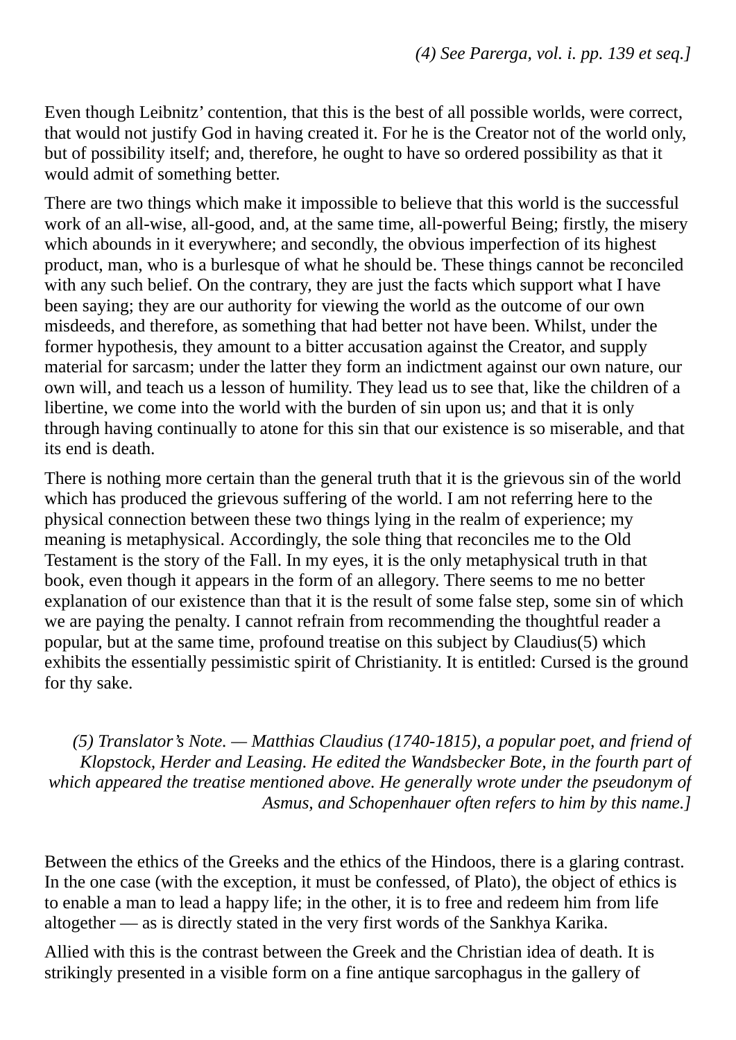*(4) See Parerga, vol. i. pp. 139 et seq.]*

Even though Leibnitz' contention, that this is the best of all possible worlds, were correct, that would not justify God in having created it. For he is the Creator not of the world only, but of possibility itself; and, therefore, he ought to have so ordered possibility as that it would admit of something better.

There are two things which make it impossible to believe that this world is the successful work of an all-wise, all-good, and, at the same time, all-powerful Being; firstly, the misery which abounds in it everywhere; and secondly, the obvious imperfection of its highest product, man, who is a burlesque of what he should be. These things cannot be reconciled with any such belief. On the contrary, they are just the facts which support what I have been saying; they are our authority for viewing the world as the outcome of our own misdeeds, and therefore, as something that had better not have been. Whilst, under the former hypothesis, they amount to a bitter accusation against the Creator, and supply material for sarcasm; under the latter they form an indictment against our own nature, our own will, and teach us a lesson of humility. They lead us to see that, like the children of a libertine, we come into the world with the burden of sin upon us; and that it is only through having continually to atone for this sin that our existence is so miserable, and that its end is death.

There is nothing more certain than the general truth that it is the grievous sin of the world which has produced the grievous suffering of the world. I am not referring here to the physical connection between these two things lying in the realm of experience; my meaning is metaphysical. Accordingly, the sole thing that reconciles me to the Old Testament is the story of the Fall. In my eyes, it is the only metaphysical truth in that book, even though it appears in the form of an allegory. There seems to me no better explanation of our existence than that it is the result of some false step, some sin of which we are paying the penalty. I cannot refrain from recommending the thoughtful reader a popular, but at the same time, profound treatise on this subject by Claudius(5) which exhibits the essentially pessimistic spirit of Christianity. It is entitled: Cursed is the ground for thy sake.

*(5) Translator's Note. — Matthias Claudius (1740-1815), a popular poet, and friend of Klopstock, Herder and Leasing. He edited the Wandsbecker Bote, in the fourth part of which appeared the treatise mentioned above. He generally wrote under the pseudonym of Asmus, and Schopenhauer often refers to him by this name.]*

Between the ethics of the Greeks and the ethics of the Hindoos, there is a glaring contrast. In the one case (with the exception, it must be confessed, of Plato), the object of ethics is to enable a man to lead a happy life; in the other, it is to free and redeem him from life altogether — as is directly stated in the very first words of the Sankhya Karika.

Allied with this is the contrast between the Greek and the Christian idea of death. It is strikingly presented in a visible form on a fine antique sarcophagus in the gallery of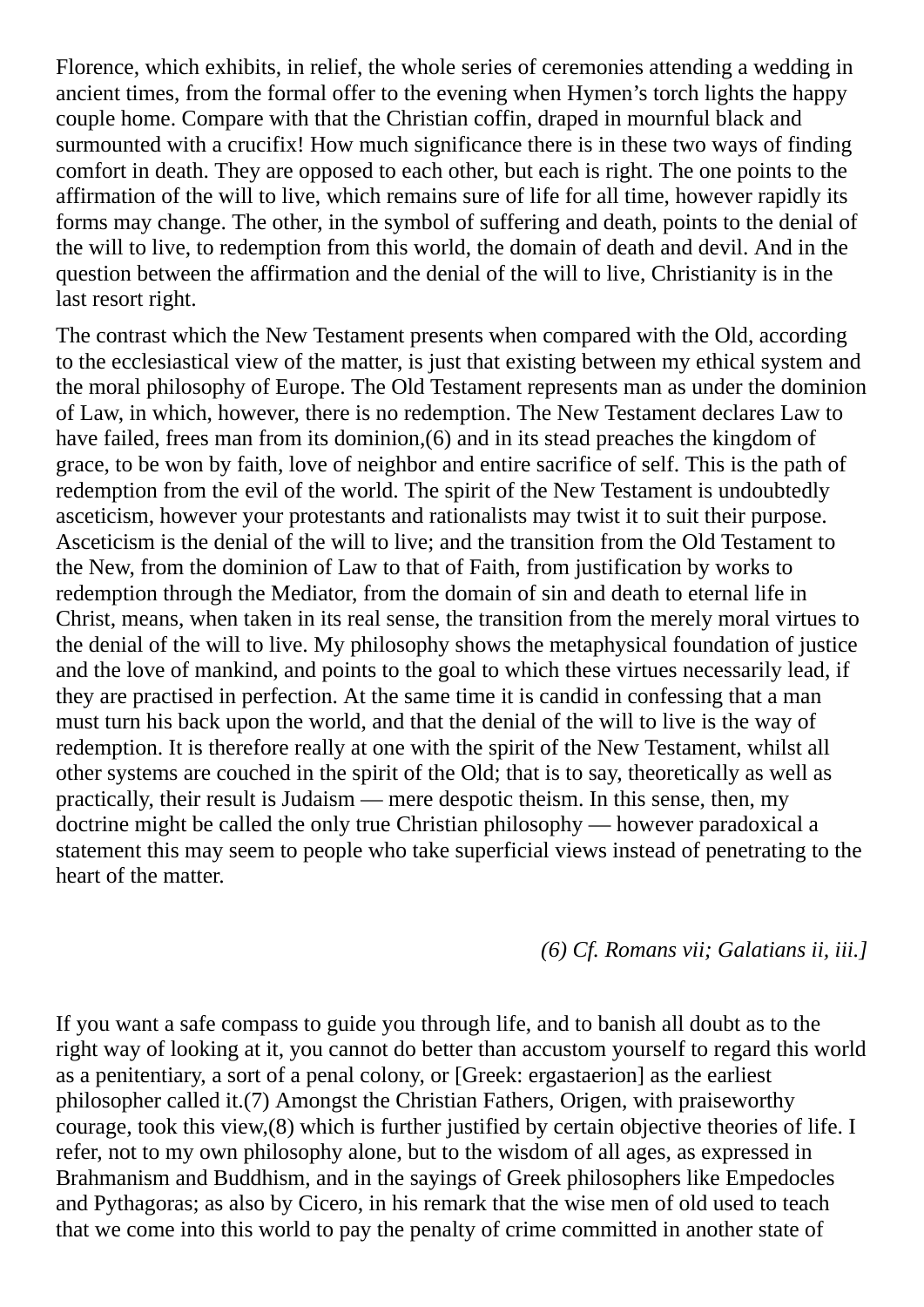Florence, which exhibits, in relief, the whole series of ceremonies attending a wedding in ancient times, from the formal offer to the evening when Hymen's torch lights the happy couple home. Compare with that the Christian coffin, draped in mournful black and surmounted with a crucifix! How much significance there is in these two ways of finding comfort in death. They are opposed to each other, but each is right. The one points to the affirmation of the will to live, which remains sure of life for all time, however rapidly its forms may change. The other, in the symbol of suffering and death, points to the denial of the will to live, to redemption from this world, the domain of death and devil. And in the question between the affirmation and the denial of the will to live, Christianity is in the last resort right.

The contrast which the New Testament presents when compared with the Old, according to the ecclesiastical view of the matter, is just that existing between my ethical system and the moral philosophy of Europe. The Old Testament represents man as under the dominion of Law, in which, however, there is no redemption. The New Testament declares Law to have failed, frees man from its dominion,(6) and in its stead preaches the kingdom of grace, to be won by faith, love of neighbor and entire sacrifice of self. This is the path of redemption from the evil of the world. The spirit of the New Testament is undoubtedly asceticism, however your protestants and rationalists may twist it to suit their purpose. Asceticism is the denial of the will to live; and the transition from the Old Testament to the New, from the dominion of Law to that of Faith, from justification by works to redemption through the Mediator, from the domain of sin and death to eternal life in Christ, means, when taken in its real sense, the transition from the merely moral virtues to the denial of the will to live. My philosophy shows the metaphysical foundation of justice and the love of mankind, and points to the goal to which these virtues necessarily lead, if they are practised in perfection. At the same time it is candid in confessing that a man must turn his back upon the world, and that the denial of the will to live is the way of redemption. It is therefore really at one with the spirit of the New Testament, whilst all other systems are couched in the spirit of the Old; that is to say, theoretically as well as practically, their result is Judaism — mere despotic theism. In this sense, then, my doctrine might be called the only true Christian philosophy — however paradoxical a statement this may seem to people who take superficial views instead of penetrating to the heart of the matter.

*(6) Cf. Romans vii; Galatians ii, iii.]*

If you want a safe compass to guide you through life, and to banish all doubt as to the right way of looking at it, you cannot do better than accustom yourself to regard this world as a penitentiary, a sort of a penal colony, or [Greek: ergastaerion] as the earliest philosopher called it.(7) Amongst the Christian Fathers, Origen, with praiseworthy courage, took this view,(8) which is further justified by certain objective theories of life. I refer, not to my own philosophy alone, but to the wisdom of all ages, as expressed in Brahmanism and Buddhism, and in the sayings of Greek philosophers like Empedocles and Pythagoras; as also by Cicero, in his remark that the wise men of old used to teach that we come into this world to pay the penalty of crime committed in another state of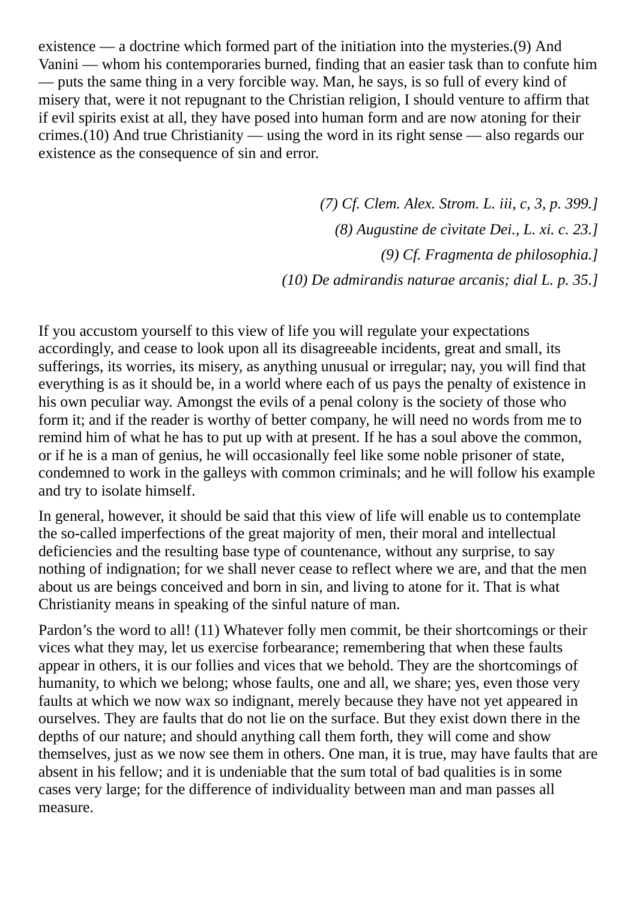existence — a doctrine which formed part of the initiation into the mysteries.(9) And Vanini — whom his contemporaries burned, finding that an easier task than to confute him — puts the same thing in a very forcible way. Man, he says, is so full of every kind of misery that, were it not repugnant to the Christian religion, I should venture to affirm that if evil spirits exist at all, they have posed into human form and are now atoning for their crimes.(10) And true Christianity — using the word in its right sense — also regards our existence as the consequence of sin and error.

*(7) Cf. Clem. Alex. Strom. L. iii, c, 3, p. 399.]*

*(8) Augustine de cìvitate Dei., L. xi. c. 23.]*

*(9) Cf. Fragmenta de philosophia.]*

*(10) De admirandis naturae arcanis; dial L. p. 35.]*

If you accustom yourself to this view of life you will regulate your expectations accordingly, and cease to look upon all its disagreeable incidents, great and small, its sufferings, its worries, its misery, as anything unusual or irregular; nay, you will find that everything is as it should be, in a world where each of us pays the penalty of existence in his own peculiar way. Amongst the evils of a penal colony is the society of those who form it; and if the reader is worthy of better company, he will need no words from me to remind him of what he has to put up with at present. If he has a soul above the common, or if he is a man of genius, he will occasionally feel like some noble prisoner of state, condemned to work in the galleys with common criminals; and he will follow his example and try to isolate himself.

In general, however, it should be said that this view of life will enable us to contemplate the so-called imperfections of the great majority of men, their moral and intellectual deficiencies and the resulting base type of countenance, without any surprise, to say nothing of indignation; for we shall never cease to reflect where we are, and that the men about us are beings conceived and born in sin, and living to atone for it. That is what Christianity means in speaking of the sinful nature of man.

Pardon's the word to all! (11) Whatever folly men commit, be their shortcomings or their vices what they may, let us exercise forbearance; remembering that when these faults appear in others, it is our follies and vices that we behold. They are the shortcomings of humanity, to which we belong; whose faults, one and all, we share; yes, even those very faults at which we now wax so indignant, merely because they have not yet appeared in ourselves. They are faults that do not lie on the surface. But they exist down there in the depths of our nature; and should anything call them forth, they will come and show themselves, just as we now see them in others. One man, it is true, may have faults that are absent in his fellow; and it is undeniable that the sum total of bad qualities is in some cases very large; for the difference of individuality between man and man passes all measure.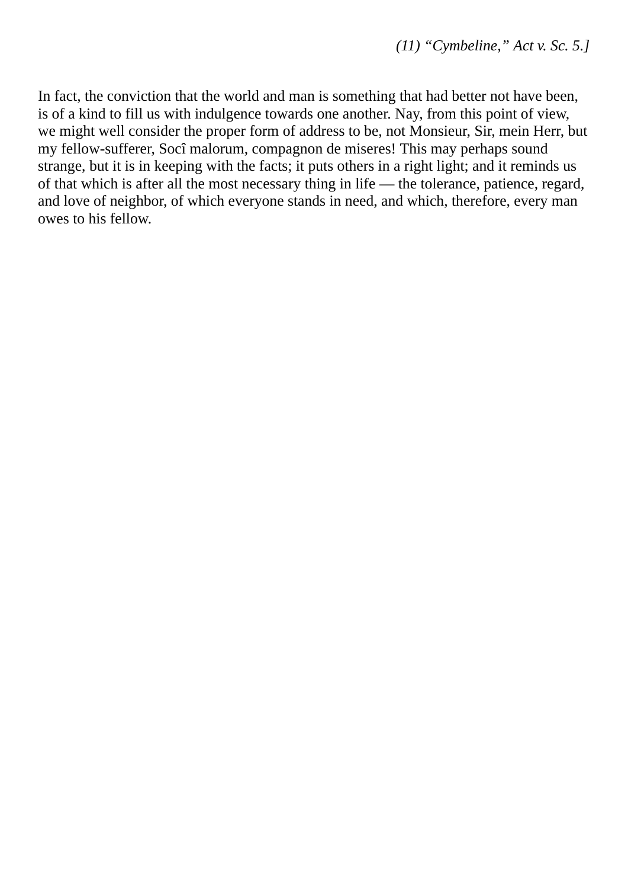*(11) "Cymbeline," Act v. Sc. 5.]*

In fact, the conviction that the world and man is something that had better not have been, is of a kind to fill us with indulgence towards one another. Nay, from this point of view, we might well consider the proper form of address to be, not Monsieur, Sir, mein Herr, but my fellow-sufferer, Socî malorum, compagnon de miseres! This may perhaps sound strange, but it is in keeping with the facts; it puts others in a right light; and it reminds us of that which is after all the most necessary thing in life — the tolerance, patience, regard, and love of neighbor, of which everyone stands in need, and which, therefore, every man owes to his fellow.